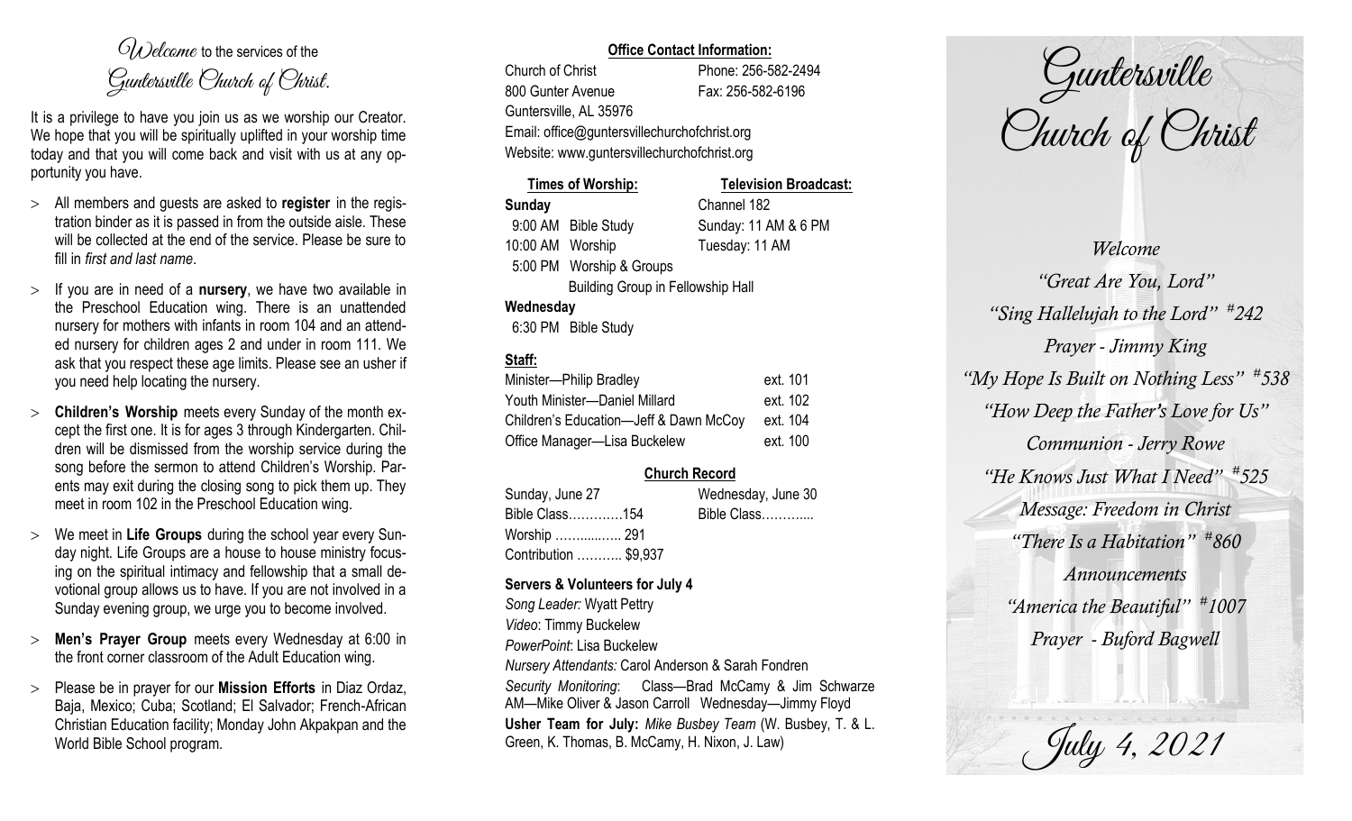*Welcome* to the services of the *Guntersville Church of Christ.*

It is a privilege to have you join us as we worship our Creator. We hope that you will be spiritually uplifted in your worship time today and that you will come back and visit with us at any opportunity you have.

- All members and guests are asked to **register** in the registration binder as it is passed in from the outside aisle. These will be collected at the end of the service. Please be sure to fill in *first and last name*.
- If you are in need of a **nursery**, we have two available in the Preschool Education wing. There is an unattended nursery for mothers with infants in room 104 and an attended nursery for children ages 2 and under in room 111. We ask that you respect these age limits. Please see an usher if you need help locating the nursery.
- **Children's Worship** meets every Sunday of the month except the first one. It is for ages 3 through Kindergarten. Children will be dismissed from the worship service during the song before the sermon to attend Children's Worship. Parents may exit during the closing song to pick them up. They meet in room 102 in the Preschool Education wing.
- We meet in **Life Groups** during the school year every Sunday night. Life Groups are a house to house ministry focusing on the spiritual intimacy and fellowship that a small devotional group allows us to have. If you are not involved in a Sunday evening group, we urge you to become involved.
- **Men's Prayer Group** meets every Wednesday at 6:00 in the front corner classroom of the Adult Education wing.
- Please be in prayer for our **Mission Efforts** in Diaz Ordaz, Baja, Mexico; Cuba; Scotland; El Salvador; French-African Christian Education facility; Monday John Akpakpan and the World Bible School program.

**Office Contact Information:**

Church of Christ — Phone: 256-582-2494
800 Gunter Avenue — Fax: 256-582-6196
Guntersville, AL 35976
Email: office@guntersvillechurchofchrist.org
Website: www.guntersvillechurchofchrist.org

| **Times of Worship:** | **Television Broadcast:** |
|---|---|
| **Sunday** | Channel 182 |
| 9:00 AM Bible Study | Sunday: 11 AM & 6 PM |
| 10:00 AM Worship | Tuesday: 11 AM |
| 5:00 PM Worship & Groups | |
| Building Group in Fellowship Hall | |
| **Wednesday** | |
| 6:30 PM Bible Study | |

**Staff:**

| | |
|---|---|
| Minister—Philip Bradley | ext. 101 |
| Youth Minister—Daniel Millard | ext. 102 |
| Children's Education—Jeff & Dawn McCoy | ext. 104 |
| Office Manager—Lisa Buckelew | ext. 100 |

**Church Record**

| Sunday, June 27 | Wednesday, June 30 |
|---|---|
| Bible Class………….154 | Bible Class……….... |
| Worship …….....…. 291 | |
| Contribution ……….. $9,937 | |

**Servers & Volunteers for July 4**

*Song Leader:* Wyatt Pettry
*Video*: Timmy Buckelew
*PowerPoint*: Lisa Buckelew
*Nursery Attendants:* Carol Anderson & Sarah Fondren
*Security Monitoring*: Class—Brad McCamy & Jim Schwarze AM—Mike Oliver & Jason Carroll Wednesday—Jimmy Floyd
**Usher Team for July:** *Mike Busbey Team* (W. Busbey, T. & L. Green, K. Thomas, B. McCamy, H. Nixon, J. Law)

# Guntersville Church of Christ

*Welcome*
*"Great Are You, Lord"*
*"Sing Hallelujah to the Lord" #242*
*Prayer - Jimmy King*
*"My Hope Is Built on Nothing Less" #538*
*"How Deep the Father's Love for Us"*
*Communion - Jerry Rowe*
*"He Knows Just What I Need" #525*
*Message: Freedom in Christ*
*"There Is a Habitation" #860*
*Announcements*
*"America the Beautiful" #1007*
*Prayer - Buford Bagwell*

*July 4, 2021*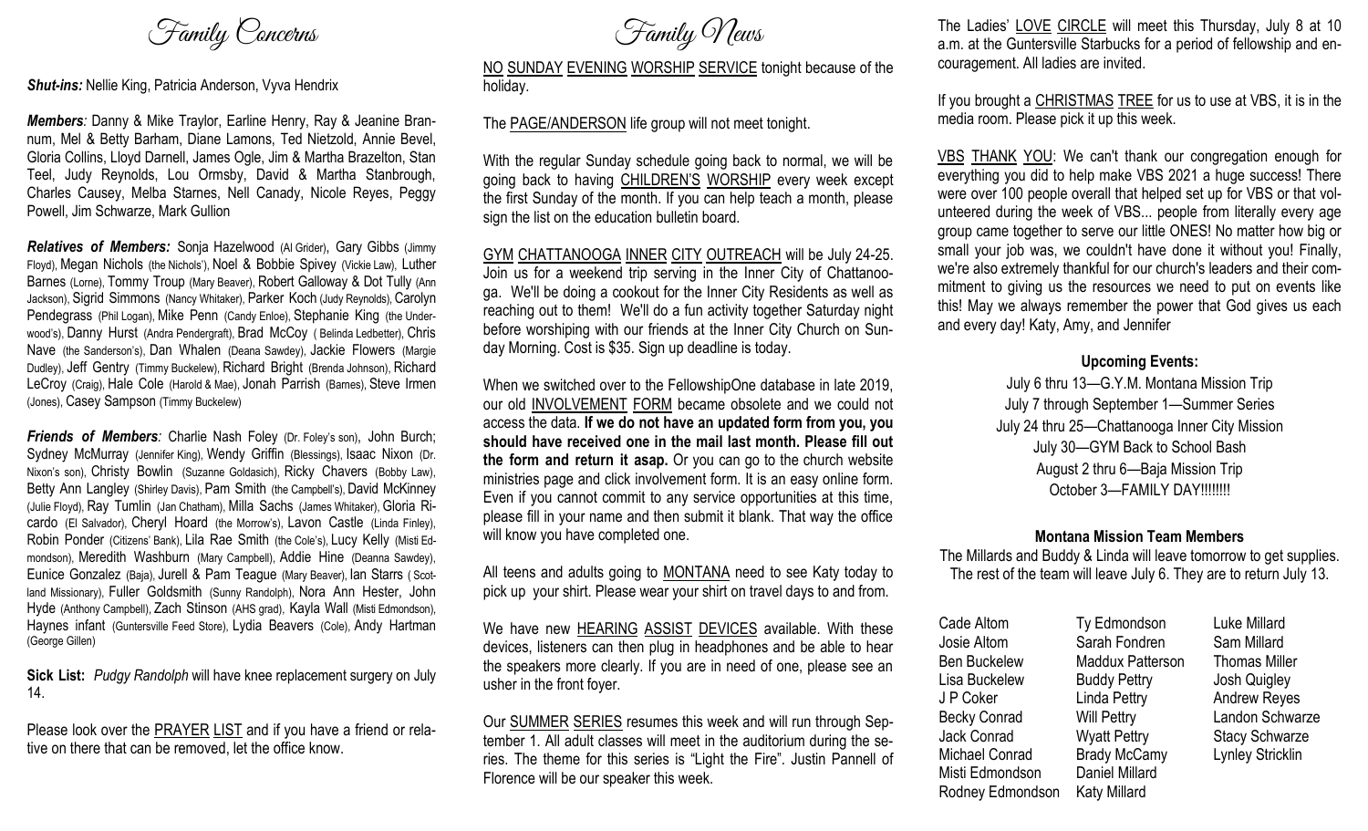# Family Concerns

***Shut-ins:*** Nellie King, Patricia Anderson, Vyva Hendrix

***Members:*** Danny & Mike Traylor, Earline Henry, Ray & Jeanine Brannum, Mel & Betty Barham, Diane Lamons, Ted Nietzold, Annie Bevel, Gloria Collins, Lloyd Darnell, James Ogle, Jim & Martha Brazelton, Stan Teel, Judy Reynolds, Lou Ormsby, David & Martha Stanbrough, Charles Causey, Melba Starnes, Nell Canady, Nicole Reyes, Peggy Powell, Jim Schwarze, Mark Gullion

***Relatives of Members:*** Sonja Hazelwood (Al Grider), Gary Gibbs (Jimmy Floyd), Megan Nichols (the Nichols'), Noel & Bobbie Spivey (Vickie Law), Luther Barnes (Lorne), Tommy Troup (Mary Beaver), Robert Galloway & Dot Tully (Ann Jackson), Sigrid Simmons (Nancy Whitaker), Parker Koch (Judy Reynolds), Carolyn Pendegrass (Phil Logan), Mike Penn (Candy Enloe), Stephanie King (the Underwood's), Danny Hurst (Andra Pendergraft), Brad McCoy ( Belinda Ledbetter), Chris Nave (the Sanderson's), Dan Whalen (Deana Sawdey), Jackie Flowers (Margie Dudley), Jeff Gentry (Timmy Buckelew), Richard Bright (Brenda Johnson), Richard LeCroy (Craig), Hale Cole (Harold & Mae), Jonah Parrish (Barnes), Steve Irmen (Jones), Casey Sampson (Timmy Buckelew)

***Friends of Members:*** Charlie Nash Foley (Dr. Foley's son), John Burch; Sydney McMurray (Jennifer King), Wendy Griffin (Blessings), Isaac Nixon (Dr. Nixon's son), Christy Bowlin (Suzanne Goldasich), Ricky Chavers (Bobby Law), Betty Ann Langley (Shirley Davis), Pam Smith (the Campbell's), David McKinney (Julie Floyd), Ray Tumlin (Jan Chatham), Milla Sachs (James Whitaker), Gloria Ricardo (El Salvador), Cheryl Hoard (the Morrow's), Lavon Castle (Linda Finley), Robin Ponder (Citizens' Bank), Lila Rae Smith (the Cole's), Lucy Kelly (Misti Edmondson), Meredith Washburn (Mary Campbell), Addie Hine (Deanna Sawdey), Eunice Gonzalez (Baja), Jurell & Pam Teague (Mary Beaver), Ian Starrs ( Scotland Missionary), Fuller Goldsmith (Sunny Randolph), Nora Ann Hester, John Hyde (Anthony Campbell), Zach Stinson (AHS grad), Kayla Wall (Misti Edmondson), Haynes infant (Guntersville Feed Store), Lydia Beavers (Cole), Andy Hartman (George Gillen)

**Sick List:** *Pudgy Randolph* will have knee replacement surgery on July 14.

Please look over the PRAYER LIST and if you have a friend or relative on there that can be removed, let the office know.

# Family News

NO SUNDAY EVENING WORSHIP SERVICE tonight because of the holiday.

The PAGE/ANDERSON life group will not meet tonight.

With the regular Sunday schedule going back to normal, we will be going back to having CHILDREN'S WORSHIP every week except the first Sunday of the month. If you can help teach a month, please sign the list on the education bulletin board.

GYM CHATTANOOGA INNER CITY OUTREACH will be July 24-25. Join us for a weekend trip serving in the Inner City of Chattanooga. We'll be doing a cookout for the Inner City Residents as well as reaching out to them! We'll do a fun activity together Saturday night before worshiping with our friends at the Inner City Church on Sunday Morning. Cost is $35. Sign up deadline is today.

When we switched over to the FellowshipOne database in late 2019, our old INVOLVEMENT FORM became obsolete and we could not access the data. **If we do not have an updated form from you, you should have received one in the mail last month. Please fill out the form and return it asap.** Or you can go to the church website ministries page and click involvement form. It is an easy online form. Even if you cannot commit to any service opportunities at this time, please fill in your name and then submit it blank. That way the office will know you have completed one.

All teens and adults going to MONTANA need to see Katy today to pick up your shirt. Please wear your shirt on travel days to and from.

We have new HEARING ASSIST DEVICES available. With these devices, listeners can then plug in headphones and be able to hear the speakers more clearly. If you are in need of one, please see an usher in the front foyer.

Our SUMMER SERIES resumes this week and will run through September 1. All adult classes will meet in the auditorium during the series. The theme for this series is "Light the Fire". Justin Pannell of Florence will be our speaker this week.

The Ladies' LOVE CIRCLE will meet this Thursday, July 8 at 10 a.m. at the Guntersville Starbucks for a period of fellowship and encouragement. All ladies are invited.

If you brought a CHRISTMAS TREE for us to use at VBS, it is in the media room. Please pick it up this week.

VBS THANK YOU: We can't thank our congregation enough for everything you did to help make VBS 2021 a huge success! There were over 100 people overall that helped set up for VBS or that volunteered during the week of VBS... people from literally every age group came together to serve our little ONES! No matter how big or small your job was, we couldn't have done it without you! Finally, we're also extremely thankful for our church's leaders and their commitment to giving us the resources we need to put on events like this! May we always remember the power that God gives us each and every day! Katy, Amy, and Jennifer

**Upcoming Events:**

July 6 thru 13—G.Y.M. Montana Mission Trip
July 7 through September 1—Summer Series
July 24 thru 25—Chattanooga Inner City Mission
July 30—GYM Back to School Bash
August 2 thru 6—Baja Mission Trip
October 3—FAMILY DAY!!!!!!!!

**Montana Mission Team Members**

The Millards and Buddy & Linda will leave tomorrow to get supplies. The rest of the team will leave July 6. They are to return July 13.

| | | |
|---|---|---|
| Cade Altom | Ty Edmondson | Luke Millard |
| Josie Altom | Sarah Fondren | Sam Millard |
| Ben Buckelew | Maddux Patterson | Thomas Miller |
| Lisa Buckelew | Buddy Pettry | Josh Quigley |
| J P Coker | Linda Pettry | Andrew Reyes |
| Becky Conrad | Will Pettry | Landon Schwarze |
| Jack Conrad | Wyatt Pettry | Stacy Schwarze |
| Michael Conrad | Brady McCamy | Lynley Stricklin |
| Misti Edmondson | Daniel Millard | |
| Rodney Edmondson | Katy Millard | |